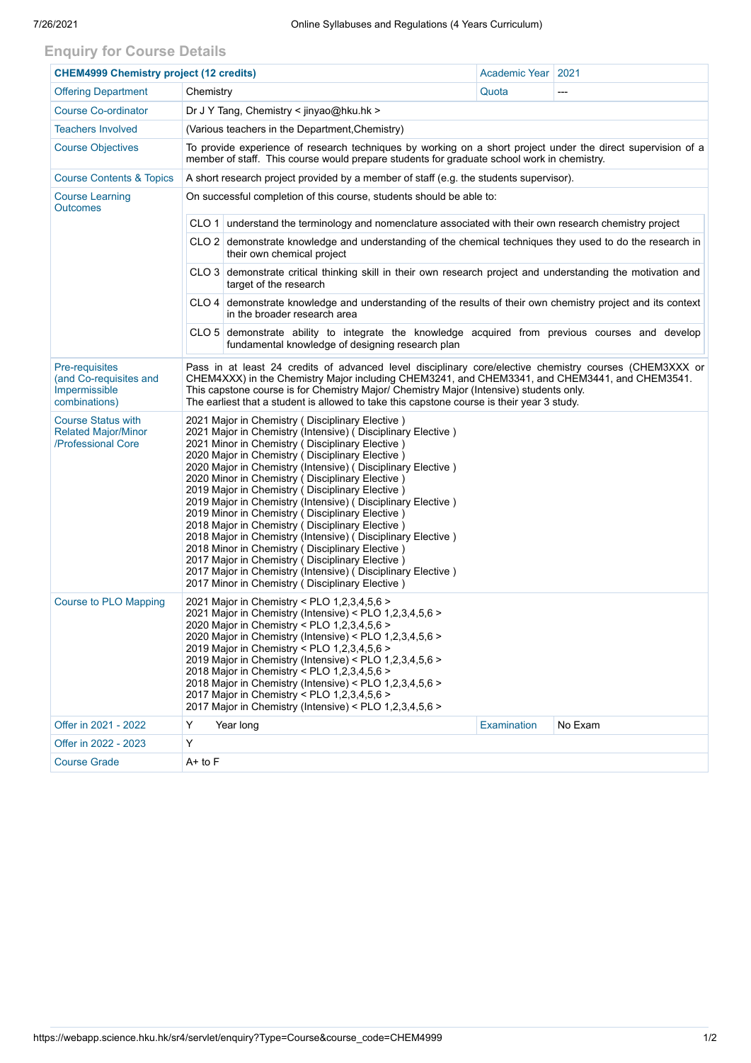## Enquiry for Course Details

| CHEM4999 Chemistry project (12 credits) | | Academic Year | 2021 |
|---|---|---|---|
| Offering Department | Chemistry | Quota | --- |
| Course Co-ordinator | Dr J Y Tang, Chemistry < jinyao@hku.hk > | | |
| Teachers Involved | (Various teachers in the Department,Chemistry) | | |
| Course Objectives | To provide experience of research techniques by working on a short project under the direct supervision of a member of staff. This course would prepare students for graduate school work in chemistry. | | |
| Course Contents & Topics | A short research project provided by a member of staff (e.g. the students supervisor). | | |
| Course Learning Outcomes | On successful completion of this course, students should be able to:<br>CLO 1 understand the terminology and nomenclature associated with their own research chemistry project<br>CLO 2 demonstrate knowledge and understanding of the chemical techniques they used to do the research in their own chemical project<br>CLO 3 demonstrate critical thinking skill in their own research project and understanding the motivation and target of the research<br>CLO 4 demonstrate knowledge and understanding of the results of their own chemistry project and its context in the broader research area<br>CLO 5 demonstrate ability to integrate the knowledge acquired from previous courses and develop fundamental knowledge of designing research plan | | |
| Pre-requisites (and Co-requisites and Impermissible combinations) | Pass in at least 24 credits of advanced level disciplinary core/elective chemistry courses (CHEM3XXX or CHEM4XXX) in the Chemistry Major including CHEM3241, and CHEM3341, and CHEM3441, and CHEM3541.<br>This capstone course is for Chemistry Major/ Chemistry Major (Intensive) students only.<br>The earliest that a student is allowed to take this capstone course is their year 3 study. | | |
| Course Status with Related Major/Minor /Professional Core | 2021 Major in Chemistry ( Disciplinary Elective )<br>2021 Major in Chemistry (Intensive) ( Disciplinary Elective )<br>2021 Minor in Chemistry ( Disciplinary Elective )<br>2020 Major in Chemistry ( Disciplinary Elective )<br>2020 Major in Chemistry (Intensive) ( Disciplinary Elective )<br>2020 Minor in Chemistry ( Disciplinary Elective )<br>2019 Major in Chemistry ( Disciplinary Elective )<br>2019 Major in Chemistry (Intensive) ( Disciplinary Elective )<br>2019 Minor in Chemistry ( Disciplinary Elective )<br>2018 Major in Chemistry ( Disciplinary Elective )<br>2018 Major in Chemistry (Intensive) ( Disciplinary Elective )<br>2018 Minor in Chemistry ( Disciplinary Elective )<br>2017 Major in Chemistry ( Disciplinary Elective )<br>2017 Major in Chemistry (Intensive) ( Disciplinary Elective )<br>2017 Minor in Chemistry ( Disciplinary Elective ) | | |
| Course to PLO Mapping | 2021 Major in Chemistry < PLO 1,2,3,4,5,6 ><br>2021 Major in Chemistry (Intensive) < PLO 1,2,3,4,5,6 ><br>2020 Major in Chemistry < PLO 1,2,3,4,5,6 ><br>2020 Major in Chemistry (Intensive) < PLO 1,2,3,4,5,6 ><br>2019 Major in Chemistry < PLO 1,2,3,4,5,6 ><br>2019 Major in Chemistry (Intensive) < PLO 1,2,3,4,5,6 ><br>2018 Major in Chemistry < PLO 1,2,3,4,5,6 ><br>2018 Major in Chemistry (Intensive) < PLO 1,2,3,4,5,6 ><br>2017 Major in Chemistry < PLO 1,2,3,4,5,6 ><br>2017 Major in Chemistry (Intensive) < PLO 1,2,3,4,5,6 > | | |
| Offer in 2021 - 2022 | Y Year long | Examination | No Exam |
| Offer in 2022 - 2023 | Y | | |
| Course Grade | A+ to F | | |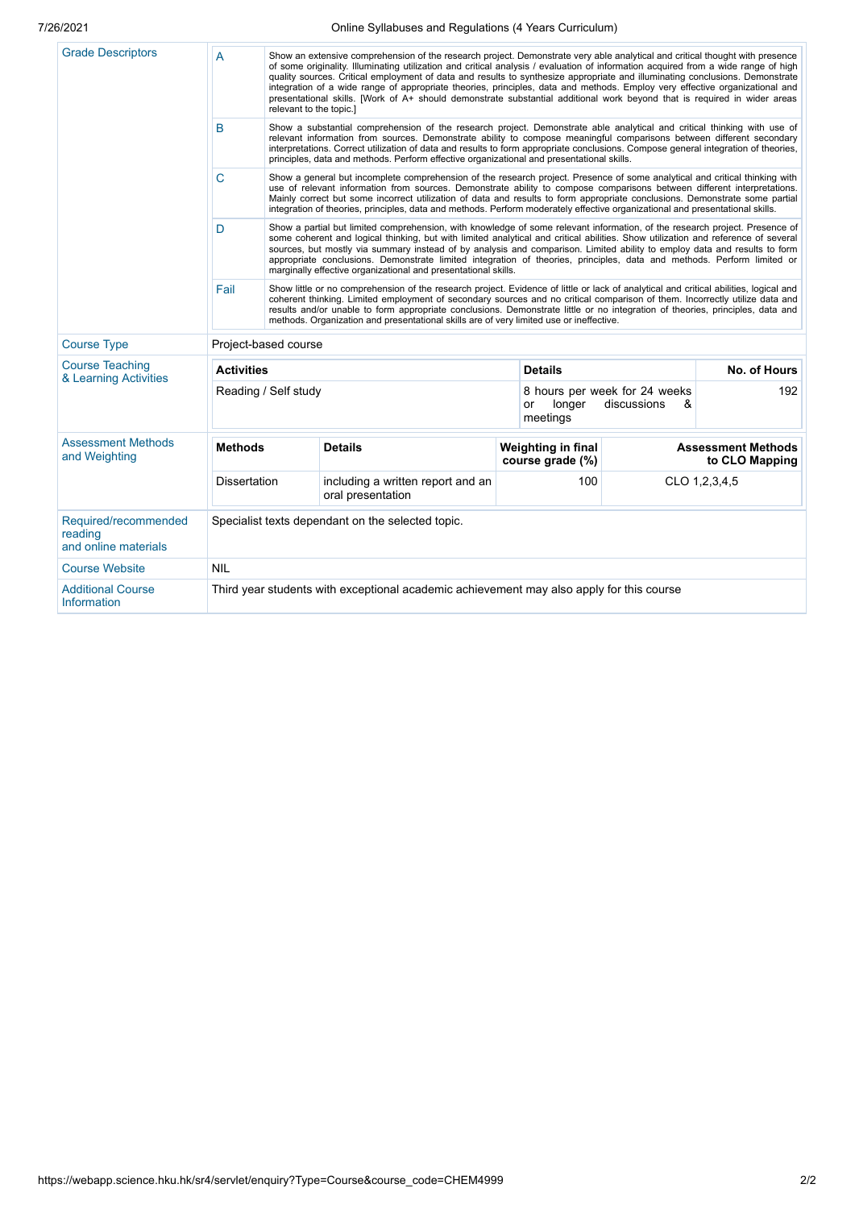| | | |
|---|---|---|
| Grade Descriptors | A | Show an extensive comprehension of the research project. Demonstrate very able analytical and critical thought with presence of some originality. Illuminating utilization and critical analysis / evaluation of information acquired from a wide range of high quality sources. Critical employment of data and results to synthesize appropriate and illuminating conclusions. Demonstrate integration of a wide range of appropriate theories, principles, data and methods. Employ very effective organizational and presentational skills. [Work of A+ should demonstrate substantial additional work beyond that is required in wider areas relevant to the topic.] |
| | B | Show a substantial comprehension of the research project. Demonstrate able analytical and critical thinking with use of relevant information from sources. Demonstrate ability to compose meaningful comparisons between different secondary interpretations. Correct utilization of data and results to form appropriate conclusions. Compose general integration of theories, principles, data and methods. Perform effective organizational and presentational skills. |
| | C | Show a general but incomplete comprehension of the research project. Presence of some analytical and critical thinking with use of relevant information from sources. Demonstrate ability to compose comparisons between different interpretations. Mainly correct but some incorrect utilization of data and results to form appropriate conclusions. Demonstrate some partial integration of theories, principles, data and methods. Perform moderately effective organizational and presentational skills. |
| | D | Show a partial but limited comprehension, with knowledge of some relevant information, of the research project. Presence of some coherent and logical thinking, but with limited analytical and critical abilities. Show utilization and reference of several sources, but mostly via summary instead of by analysis and comparison. Limited ability to employ data and results to form appropriate conclusions. Demonstrate limited integration of theories, principles, data and methods. Perform limited or marginally effective organizational and presentational skills. |
| | Fail | Show little or no comprehension of the research project. Evidence of little or lack of analytical and critical abilities, logical and coherent thinking. Limited employment of secondary sources and no critical comparison of them. Incorrectly utilize data and results and/or unable to form appropriate conclusions. Demonstrate little or no integration of theories, principles, data and methods. Organization and presentational skills are of very limited use or ineffective. |

| | |
|---|---|
| Course Type | Project-based course |

**Course Teaching & Learning Activities**

| Activities | Details | No. of Hours |
|---|---|---|
| Reading / Self study | 8 hours per week for 24 weeks or longer discussions & meetings | 192 |

**Assessment Methods and Weighting**

| Methods | Details | Weighting in final course grade (%) | Assessment Methods to CLO Mapping |
|---|---|---|---|
| Dissertation | including a written report and an oral presentation | 100 | CLO 1,2,3,4,5 |

| | |
|---|---|
| Required/recommended reading and online materials | Specialist texts dependant on the selected topic. |
| Course Website | NIL |
| Additional Course Information | Third year students with exceptional academic achievement may also apply for this course |